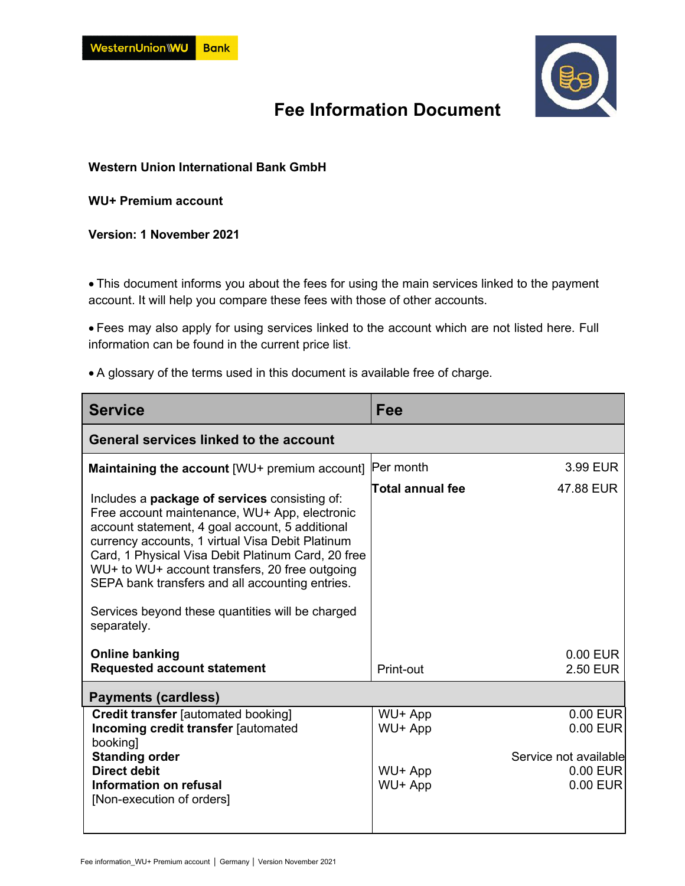# Fee Information Document

**Western Union International Bank GmbH**

**WU+ Premium account**

**Version: 1 November 2021**

- This document informs you about the fees for using the main services linked to the payment account. It will help you compare these fees with those of other accounts.
- Fees may also apply for using services linked to the account which are not listed here. Full information can be found in the current price list.
- A glossary of the terms used in this document is available free of charge.

| Service | Fee | |
|---|---|---|
| **General services linked to the account** | | |
| **Maintaining the account** [WU+ premium account] | Per month | 3.99 EUR |
| | **Total annual fee** | 47.88 EUR |
| Includes a **package of services** consisting of: Free account maintenance, WU+ App, electronic account statement, 4 goal account, 5 additional currency accounts, 1 virtual Visa Debit Platinum Card, 1 Physical Visa Debit Platinum Card, 20 free WU+ to WU+ account transfers, 20 free outgoing SEPA bank transfers and all accounting entries.<br><br>Services beyond these quantities will be charged separately. | | |
| **Online banking** | | 0.00 EUR |
| **Requested account statement** | Print-out | 2.50 EUR |
| **Payments (cardless)** | | |
| **Credit transfer** [automated booking] | WU+ App | 0.00 EUR |
| **Incoming credit transfer** [automated booking] | WU+ App | 0.00 EUR |
| **Standing order** | | Service not available |
| **Direct debit** | WU+ App | 0.00 EUR |
| **Information on refusal** [Non-execution of orders] | WU+ App | 0.00 EUR |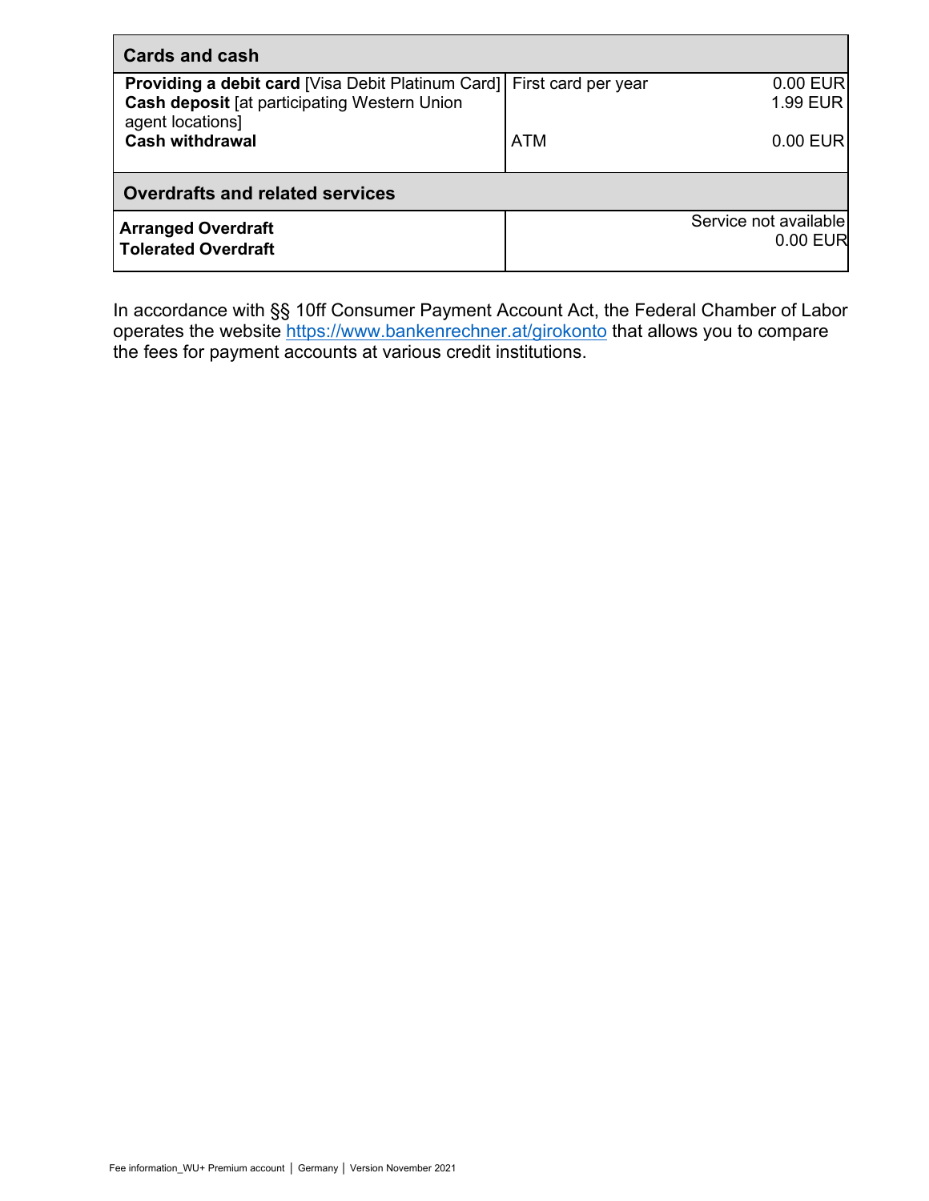| Cards and cash | | |
|---|---|---|
| **Providing a debit card** [Visa Debit Platinum Card] | First card per year | 0.00 EUR |
| **Cash deposit** [at participating Western Union agent locations] | | 1.99 EUR |
| **Cash withdrawal** | ATM | 0.00 EUR |

| Overdrafts and related services | | |
|---|---|---|
| **Arranged Overdraft** | | Service not available |
| **Tolerated Overdraft** | | 0.00 EUR |

In accordance with §§ 10ff Consumer Payment Account Act, the Federal Chamber of Labor operates the website https://www.bankenrechner.at/girokonto that allows you to compare the fees for payment accounts at various credit institutions.